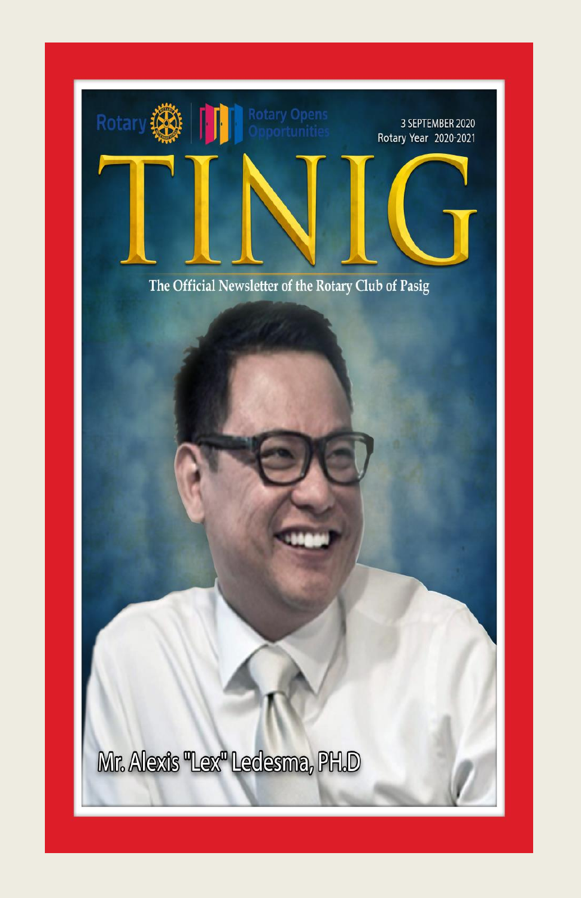Rotary | Rotary Opens Opportunities

3 SEPTEMBER 2020
Rotary Year 2020-2021

# TINIG

The Official Newsletter of the Rotary Club of Pasig

Mr. Alexis "Lex" Ledesma, PH.D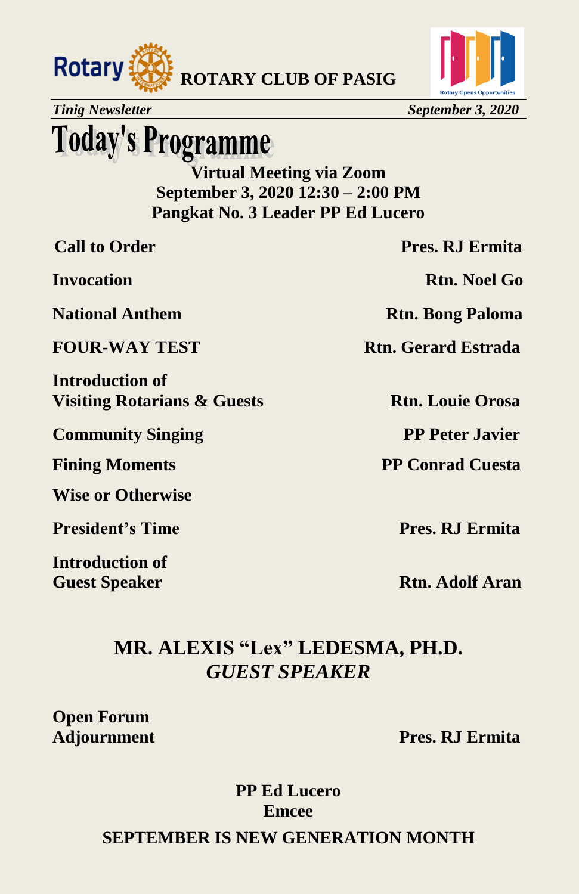# Today's Programme

**Virtual Meeting via Zoom**
**September 3, 2020 12:30 – 2:00 PM**
**Pangkat No. 3 Leader PP Ed Lucero**

| | |
|---|---|
| **Call to Order** | **Pres. RJ Ermita** |
| **Invocation** | **Rtn. Noel Go** |
| **National Anthem** | **Rtn. Bong Paloma** |
| **FOUR-WAY TEST** | **Rtn. Gerard Estrada** |
| **Introduction of Visiting Rotarians & Guests** | **Rtn. Louie Orosa** |
| **Community Singing** | **PP Peter Javier** |
| **Fining Moments** | **PP Conrad Cuesta** |
| **Wise or Otherwise** | |
| **President's Time** | **Pres. RJ Ermita** |
| **Introduction of Guest Speaker** | **Rtn. Adolf Aran** |

**MR. ALEXIS "Lex" LEDESMA, PH.D.**
***GUEST SPEAKER***

| | |
|---|---|
| **Open Forum** | |
| **Adjournment** | **Pres. RJ Ermita** |

**PP Ed Lucero**
**Emcee**

**SEPTEMBER IS NEW GENERATION MONTH**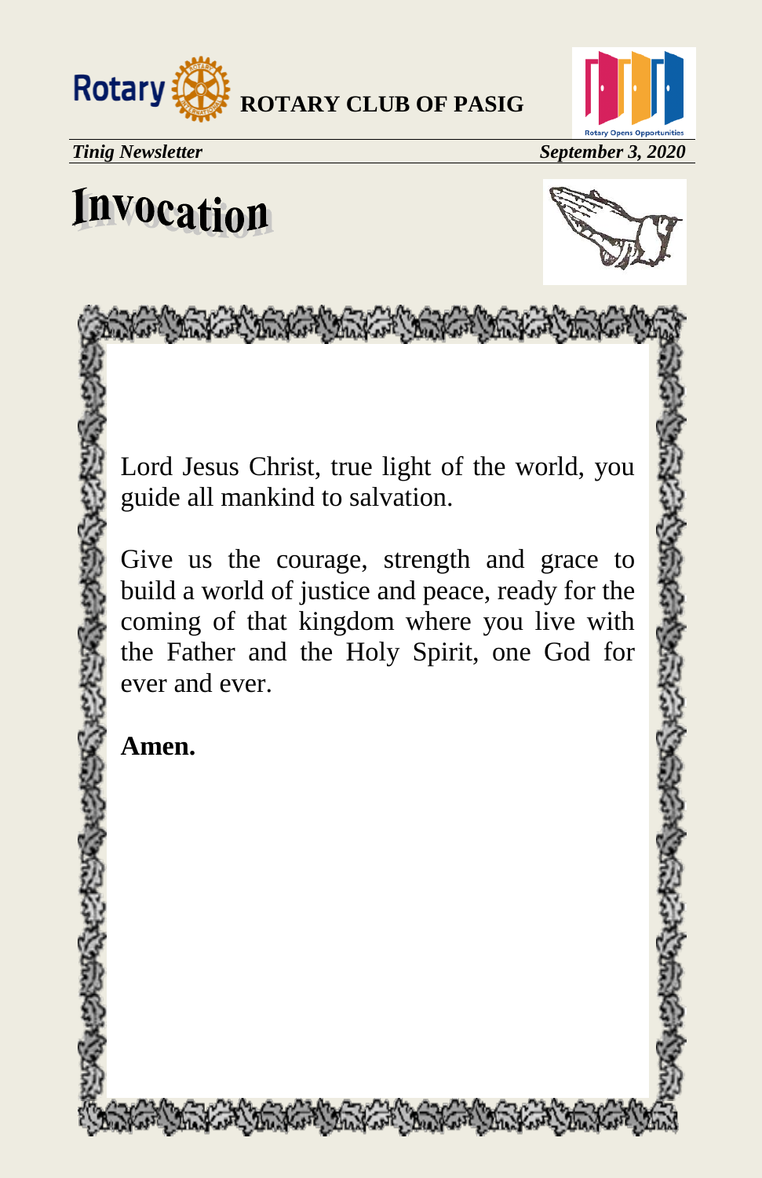# Invocation

Lord Jesus Christ, true light of the world, you guide all mankind to salvation.

Give us the courage, strength and grace to build a world of justice and peace, ready for the coming of that kingdom where you live with the Father and the Holy Spirit, one God for ever and ever.

**Amen.**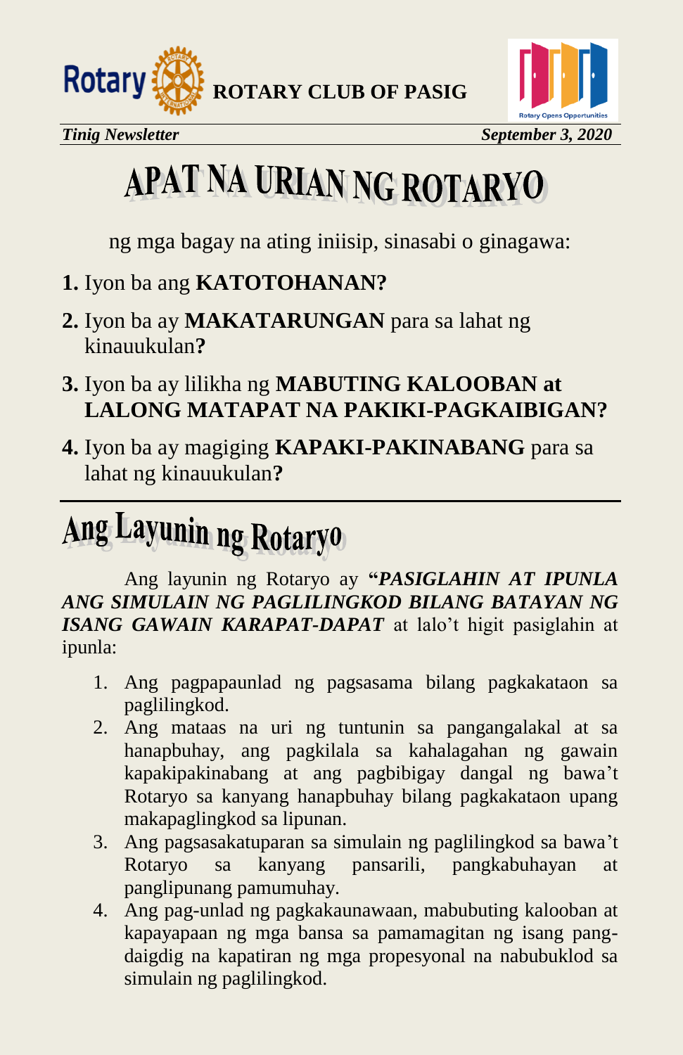# APAT NA URIAN NG ROTARYO

ng mga bagay na ating iniisip, sinasabi o ginagawa:

**1.** Iyon ba ang **KATOTOHANAN?**

**2.** Iyon ba ay **MAKATARUNGAN** para sa lahat ng kinauukulan**?**

**3.** Iyon ba ay lilikha ng **MABUTING KALOOBAN at LALONG MATAPAT NA PAKIKI-PAGKAIBIGAN?**

**4.** Iyon ba ay magiging **KAPAKI-PAKINABANG** para sa lahat ng kinauukulan**?**

---

# Ang Layunin ng Rotaryo

Ang layunin ng Rotaryo ay **"*PASIGLAHIN AT IPUNLA ANG SIMULAIN NG PAGLILINGKOD BILANG BATAYAN NG ISANG GAWAIN KARAPAT-DAPAT*** at lalo't higit pasiglahin at ipunla:

1. Ang pagpapaunlad ng pagsasama bilang pagkakataon sa paglilingkod.
2. Ang mataas na uri ng tuntunin sa pangangalakal at sa hanapbuhay, ang pagkilala sa kahalagahan ng gawain kapakipakinabang at ang pagbibigay dangal ng bawa't Rotaryo sa kanyang hanapbuhay bilang pagkakataon upang makapaglingkod sa lipunan.
3. Ang pagsasakatuparan sa simulain ng paglilingkod sa bawa't Rotaryo sa kanyang pansarili, pangkabuhayan at panglipunang pamumuhay.
4. Ang pag-unlad ng pagkakaunawaan, mabubuting kalooban at kapayapaan ng mga bansa sa pamamagitan ng isang pang-daigdig na kapatiran ng mga propesyonal na nabubuklod sa simulain ng paglilingkod.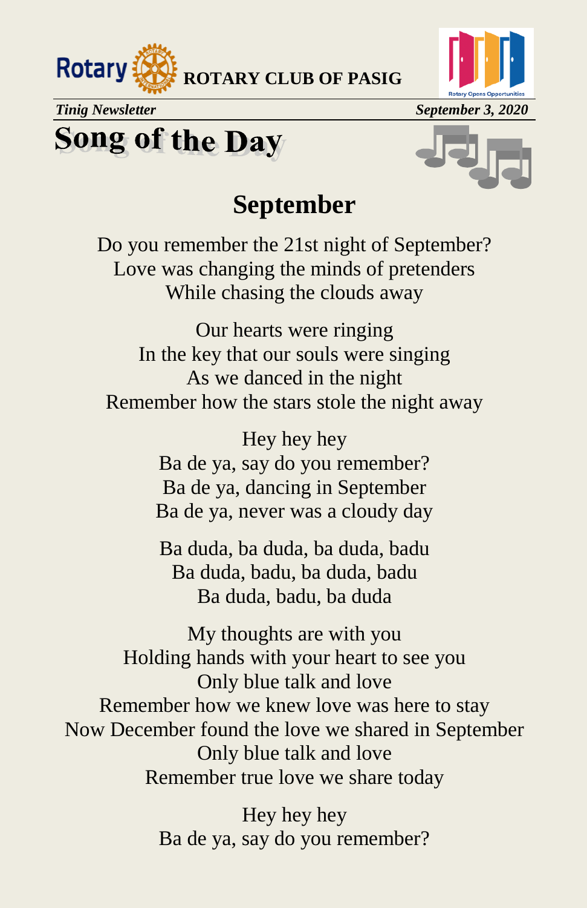# Song of the Day

## September

Do you remember the 21st night of September?
Love was changing the minds of pretenders
While chasing the clouds away

Our hearts were ringing
In the key that our souls were singing
As we danced in the night
Remember how the stars stole the night away

Hey hey hey
Ba de ya, say do you remember?
Ba de ya, dancing in September
Ba de ya, never was a cloudy day

Ba duda, ba duda, ba duda, badu
Ba duda, badu, ba duda, badu
Ba duda, badu, ba duda

My thoughts are with you
Holding hands with your heart to see you
Only blue talk and love
Remember how we knew love was here to stay
Now December found the love we shared in September
Only blue talk and love
Remember true love we share today

Hey hey hey
Ba de ya, say do you remember?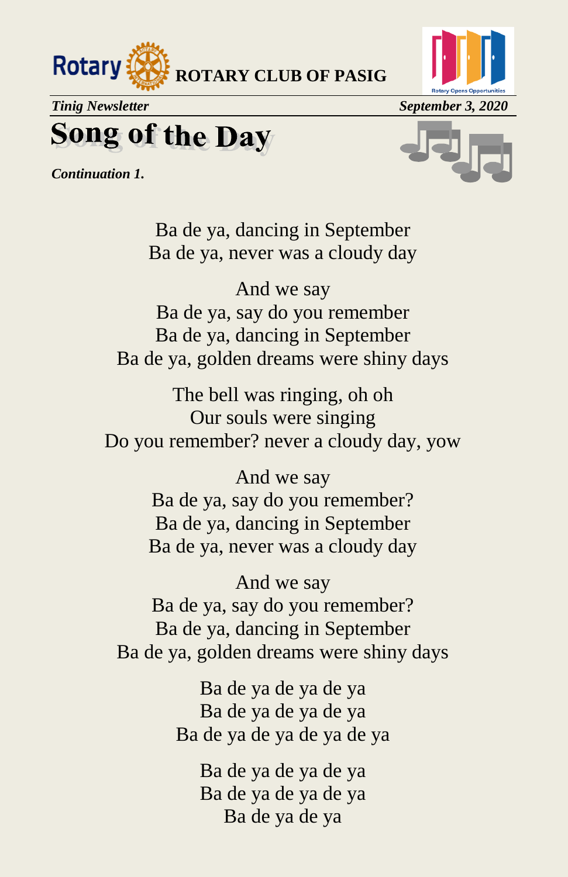# Song of the Day

***Continuation 1.***

Ba de ya, dancing in September
Ba de ya, never was a cloudy day

And we say
Ba de ya, say do you remember
Ba de ya, dancing in September
Ba de ya, golden dreams were shiny days

The bell was ringing, oh oh
Our souls were singing
Do you remember? never a cloudy day, yow

And we say
Ba de ya, say do you remember?
Ba de ya, dancing in September
Ba de ya, never was a cloudy day

And we say
Ba de ya, say do you remember?
Ba de ya, dancing in September
Ba de ya, golden dreams were shiny days

Ba de ya de ya de ya
Ba de ya de ya de ya
Ba de ya de ya de ya de ya

Ba de ya de ya de ya
Ba de ya de ya de ya
Ba de ya de ya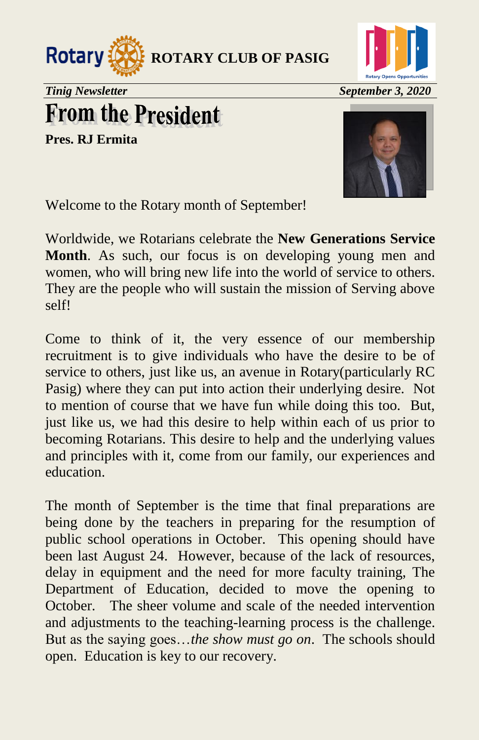# From the President

**Pres. RJ Ermita**

Welcome to the Rotary month of September!

Worldwide, we Rotarians celebrate the **New Generations Service Month**. As such, our focus is on developing young men and women, who will bring new life into the world of service to others. They are the people who will sustain the mission of Serving above self!

Come to think of it, the very essence of our membership recruitment is to give individuals who have the desire to be of service to others, just like us, an avenue in Rotary(particularly RC Pasig) where they can put into action their underlying desire. Not to mention of course that we have fun while doing this too. But, just like us, we had this desire to help within each of us prior to becoming Rotarians. This desire to help and the underlying values and principles with it, come from our family, our experiences and education.

The month of September is the time that final preparations are being done by the teachers in preparing for the resumption of public school operations in October. This opening should have been last August 24. However, because of the lack of resources, delay in equipment and the need for more faculty training, The Department of Education, decided to move the opening to October. The sheer volume and scale of the needed intervention and adjustments to the teaching-learning process is the challenge. But as the saying goes…*the show must go on*. The schools should open. Education is key to our recovery.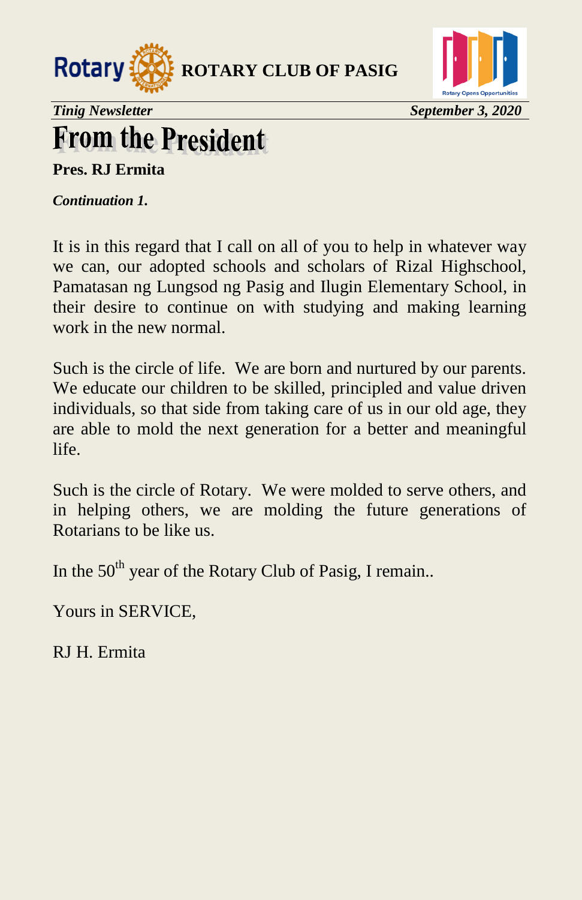# From the President

**Pres. RJ Ermita**

***Continuation 1.***

It is in this regard that I call on all of you to help in whatever way we can, our adopted schools and scholars of Rizal Highschool, Pamatasan ng Lungsod ng Pasig and Ilugin Elementary School, in their desire to continue on with studying and making learning work in the new normal.

Such is the circle of life. We are born and nurtured by our parents. We educate our children to be skilled, principled and value driven individuals, so that side from taking care of us in our old age, they are able to mold the next generation for a better and meaningful life.

Such is the circle of Rotary. We were molded to serve others, and in helping others, we are molding the future generations of Rotarians to be like us.

In the 50th year of the Rotary Club of Pasig, I remain..

Yours in SERVICE,

RJ H. Ermita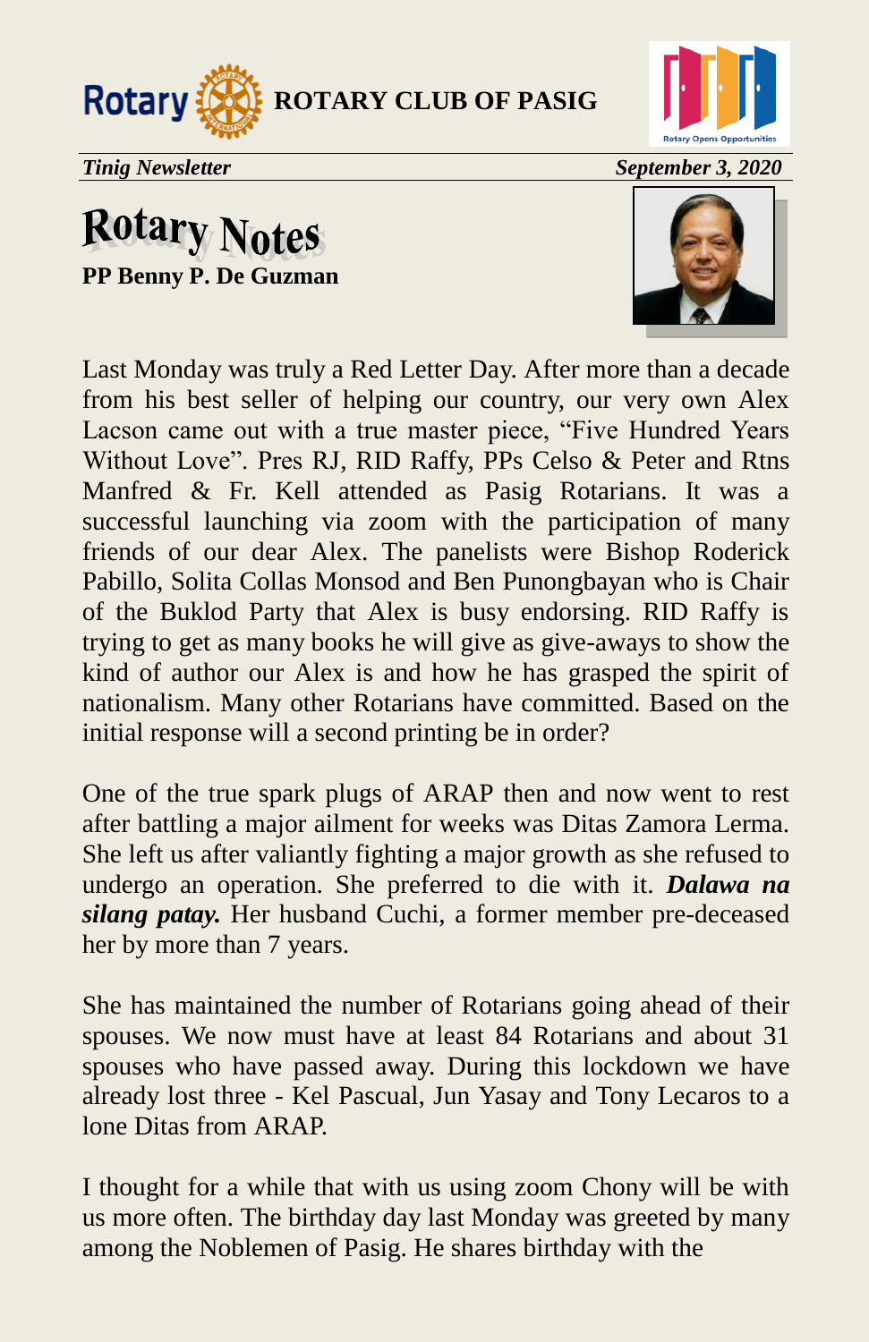# Rotary Notes

**PP Benny P. De Guzman**

Last Monday was truly a Red Letter Day. After more than a decade from his best seller of helping our country, our very own Alex Lacson came out with a true master piece, “Five Hundred Years Without Love”. Pres RJ, RID Raffy, PPs Celso & Peter and Rtns Manfred & Fr. Kell attended as Pasig Rotarians. It was a successful launching via zoom with the participation of many friends of our dear Alex. The panelists were Bishop Roderick Pabillo, Solita Collas Monsod and Ben Punongbayan who is Chair of the Buklod Party that Alex is busy endorsing. RID Raffy is trying to get as many books he will give as give-aways to show the kind of author our Alex is and how he has grasped the spirit of nationalism. Many other Rotarians have committed. Based on the initial response will a second printing be in order?

One of the true spark plugs of ARAP then and now went to rest after battling a major ailment for weeks was Ditas Zamora Lerma. She left us after valiantly fighting a major growth as she refused to undergo an operation. She preferred to die with it. ***Dalawa na silang patay.*** Her husband Cuchi, a former member pre-deceased her by more than 7 years.

She has maintained the number of Rotarians going ahead of their spouses. We now must have at least 84 Rotarians and about 31 spouses who have passed away. During this lockdown we have already lost three - Kel Pascual, Jun Yasay and Tony Lecaros to a lone Ditas from ARAP.

I thought for a while that with us using zoom Chony will be with us more often. The birthday day last Monday was greeted by many among the Noblemen of Pasig. He shares birthday with the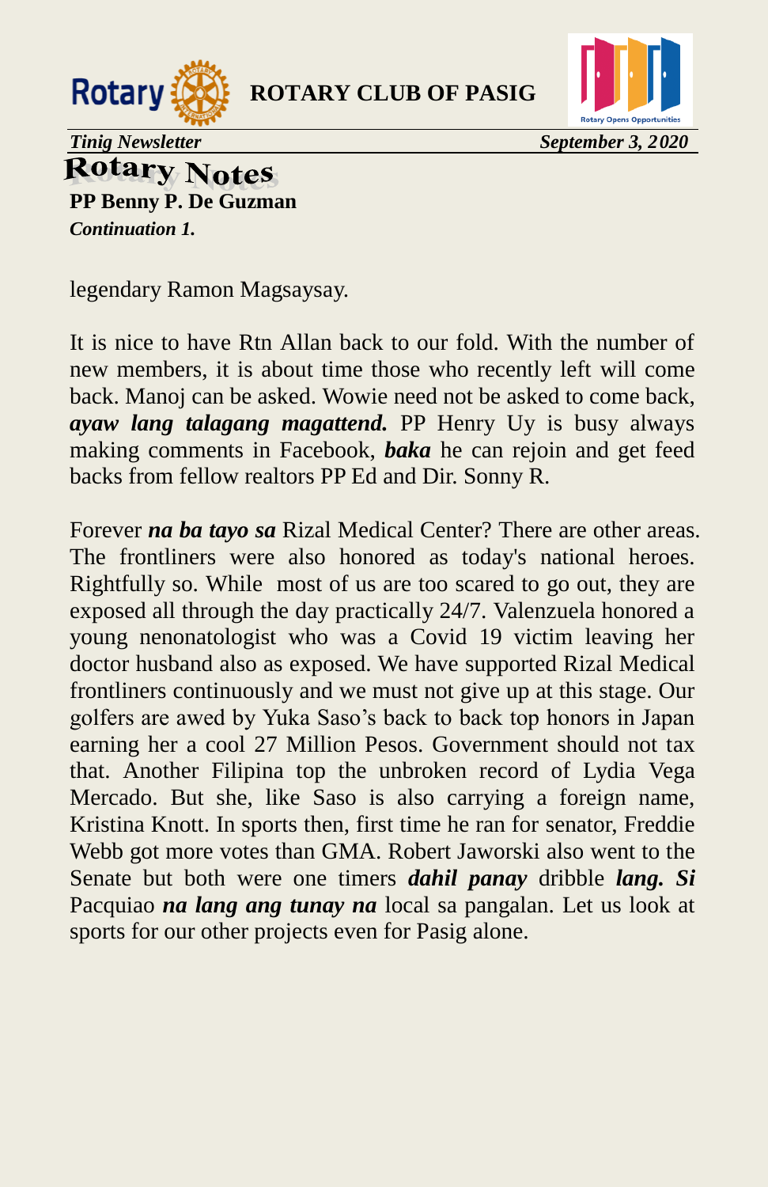# Rotary Notes

**PP Benny P. De Guzman**

***Continuation 1.***

legendary Ramon Magsaysay.

It is nice to have Rtn Allan back to our fold. With the number of new members, it is about time those who recently left will come back. Manoj can be asked. Wowie need not be asked to come back, ***ayaw lang talagang magattend.*** PP Henry Uy is busy always making comments in Facebook, ***baka*** he can rejoin and get feed backs from fellow realtors PP Ed and Dir. Sonny R.

Forever ***na ba tayo sa*** Rizal Medical Center? There are other areas. The frontliners were also honored as today's national heroes. Rightfully so. While most of us are too scared to go out, they are exposed all through the day practically 24/7. Valenzuela honored a young nenonatologist who was a Covid 19 victim leaving her doctor husband also as exposed. We have supported Rizal Medical frontliners continuously and we must not give up at this stage. Our golfers are awed by Yuka Saso's back to back top honors in Japan earning her a cool 27 Million Pesos. Government should not tax that. Another Filipina top the unbroken record of Lydia Vega Mercado. But she, like Saso is also carrying a foreign name, Kristina Knott. In sports then, first time he ran for senator, Freddie Webb got more votes than GMA. Robert Jaworski also went to the Senate but both were one timers ***dahil panay*** dribble ***lang. Si*** Pacquiao ***na lang ang tunay na*** local sa pangalan. Let us look at sports for our other projects even for Pasig alone.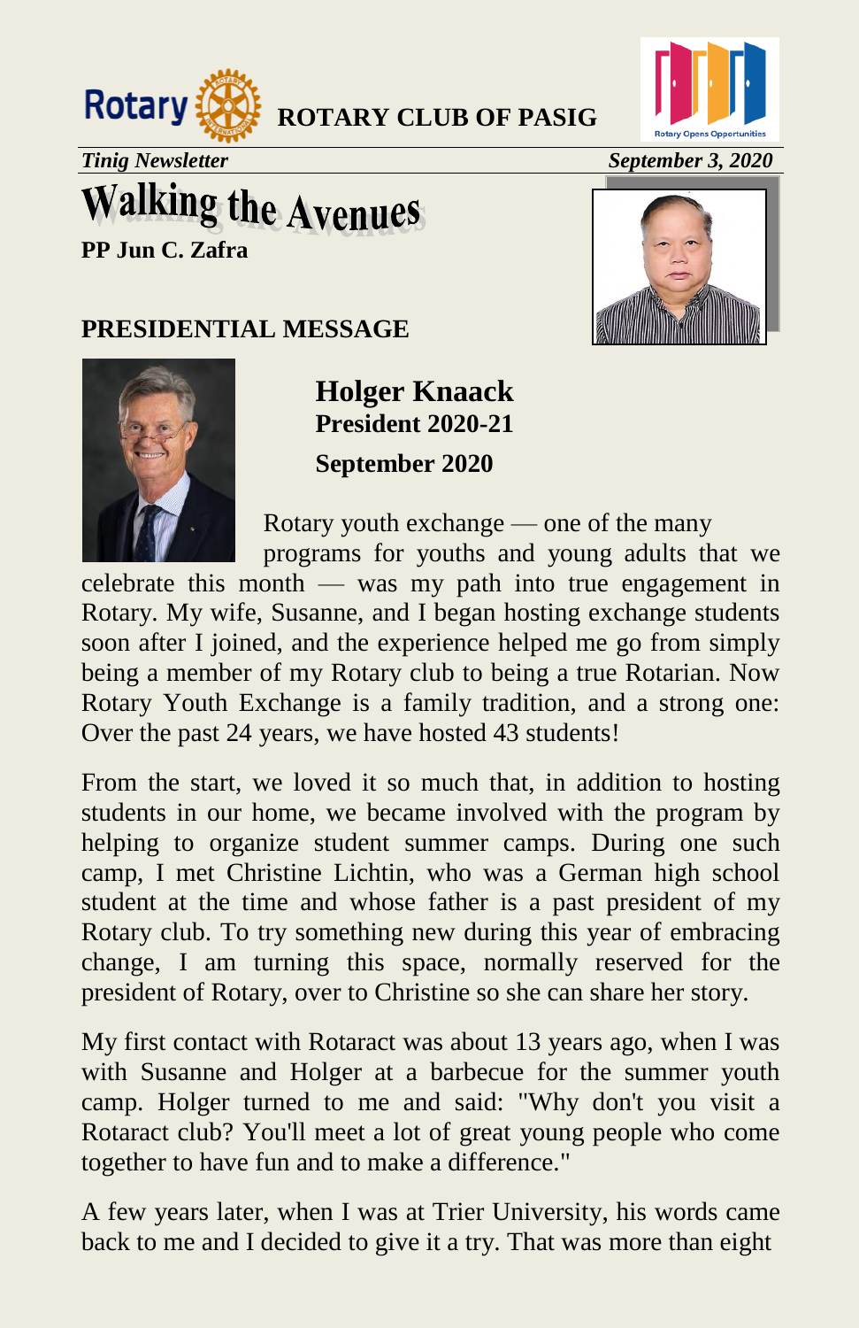# Walking the Avenues

**PP Jun C. Zafra**

## PRESIDENTIAL MESSAGE

**Holger Knaack**
**President 2020-21**

**September 2020**

Rotary youth exchange — one of the many programs for youths and young adults that we celebrate this month — was my path into true engagement in Rotary. My wife, Susanne, and I began hosting exchange students soon after I joined, and the experience helped me go from simply being a member of my Rotary club to being a true Rotarian. Now Rotary Youth Exchange is a family tradition, and a strong one: Over the past 24 years, we have hosted 43 students!

From the start, we loved it so much that, in addition to hosting students in our home, we became involved with the program by helping to organize student summer camps. During one such camp, I met Christine Lichtin, who was a German high school student at the time and whose father is a past president of my Rotary club. To try something new during this year of embracing change, I am turning this space, normally reserved for the president of Rotary, over to Christine so she can share her story.

My first contact with Rotaract was about 13 years ago, when I was with Susanne and Holger at a barbecue for the summer youth camp. Holger turned to me and said: "Why don't you visit a Rotaract club? You'll meet a lot of great young people who come together to have fun and to make a difference."

A few years later, when I was at Trier University, his words came back to me and I decided to give it a try. That was more than eight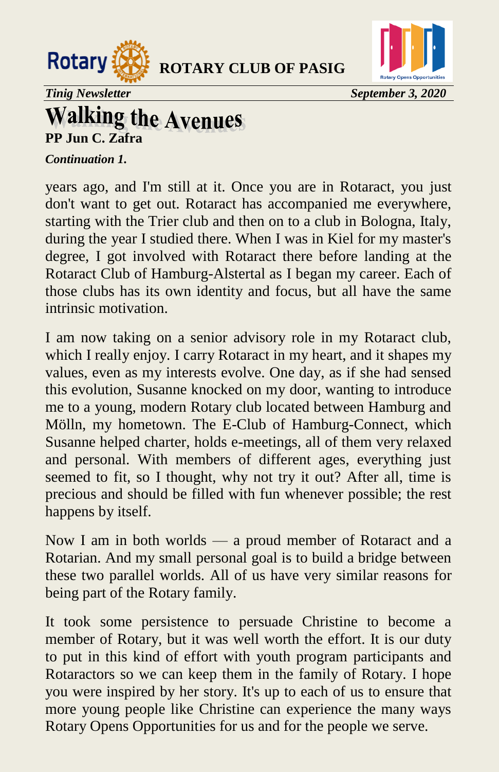# Walking the Avenues

**PP Jun C. Zafra**

***Continuation 1.***

years ago, and I'm still at it. Once you are in Rotaract, you just don't want to get out. Rotaract has accompanied me everywhere, starting with the Trier club and then on to a club in Bologna, Italy, during the year I studied there. When I was in Kiel for my master's degree, I got involved with Rotaract there before landing at the Rotaract Club of Hamburg-Alstertal as I began my career. Each of those clubs has its own identity and focus, but all have the same intrinsic motivation.

I am now taking on a senior advisory role in my Rotaract club, which I really enjoy. I carry Rotaract in my heart, and it shapes my values, even as my interests evolve. One day, as if she had sensed this evolution, Susanne knocked on my door, wanting to introduce me to a young, modern Rotary club located between Hamburg and Mölln, my hometown. The E-Club of Hamburg-Connect, which Susanne helped charter, holds e-meetings, all of them very relaxed and personal. With members of different ages, everything just seemed to fit, so I thought, why not try it out? After all, time is precious and should be filled with fun whenever possible; the rest happens by itself.

Now I am in both worlds — a proud member of Rotaract and a Rotarian. And my small personal goal is to build a bridge between these two parallel worlds. All of us have very similar reasons for being part of the Rotary family.

It took some persistence to persuade Christine to become a member of Rotary, but it was well worth the effort. It is our duty to put in this kind of effort with youth program participants and Rotaractors so we can keep them in the family of Rotary. I hope you were inspired by her story. It's up to each of us to ensure that more young people like Christine can experience the many ways Rotary Opens Opportunities for us and for the people we serve.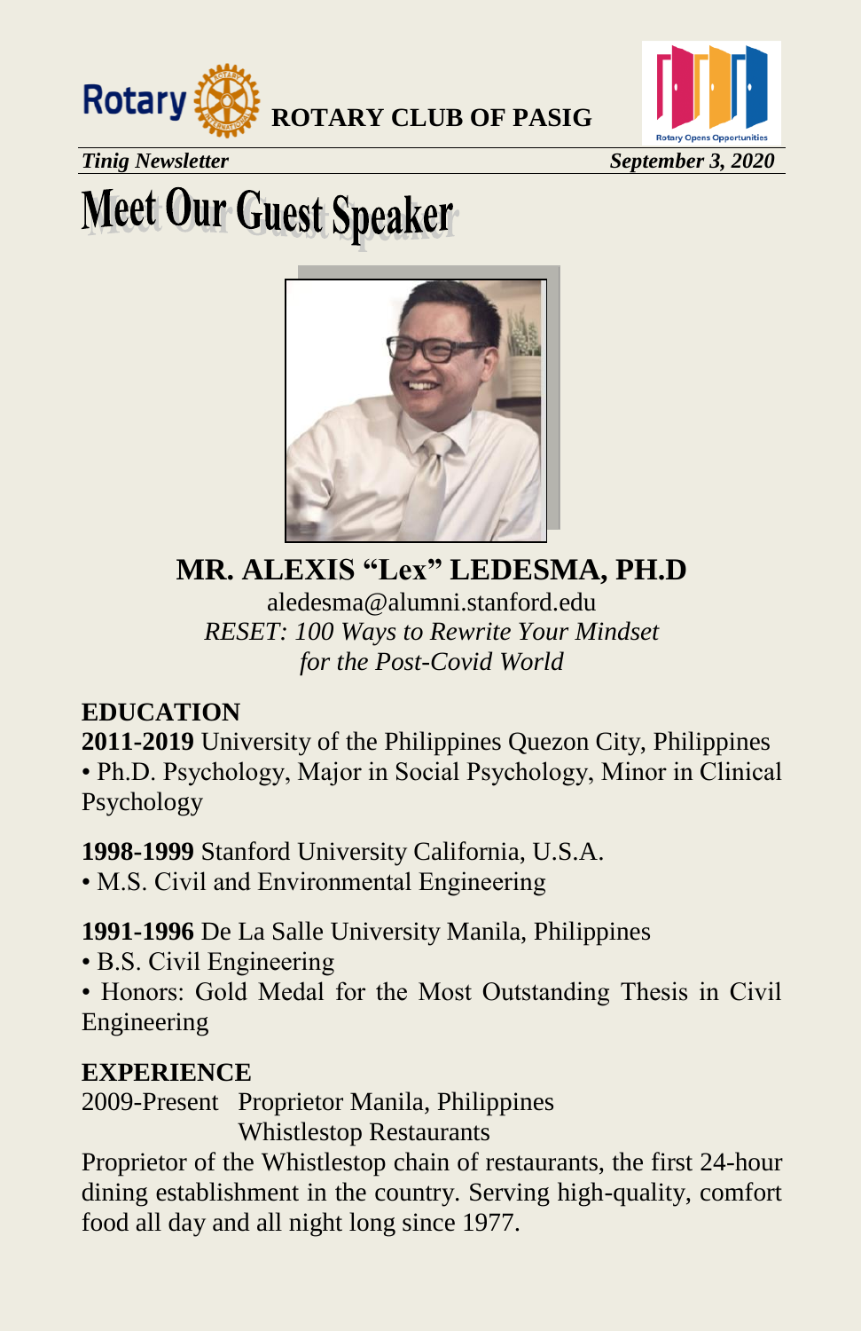# Meet Our Guest Speaker

## MR. ALEXIS "Lex" LEDESMA, PH.D

aledesma@alumni.stanford.edu

*RESET: 100 Ways to Rewrite Your Mindset for the Post-Covid World*

### EDUCATION

**2011-2019** University of the Philippines Quezon City, Philippines

- Ph.D. Psychology, Major in Social Psychology, Minor in Clinical Psychology

**1998-1999** Stanford University California, U.S.A.

- M.S. Civil and Environmental Engineering

**1991-1996** De La Salle University Manila, Philippines

- B.S. Civil Engineering
- Honors: Gold Medal for the Most Outstanding Thesis in Civil Engineering

### EXPERIENCE

2009-Present Proprietor Manila, Philippines
Whistlestop Restaurants

Proprietor of the Whistlestop chain of restaurants, the first 24-hour dining establishment in the country. Serving high-quality, comfort food all day and all night long since 1977.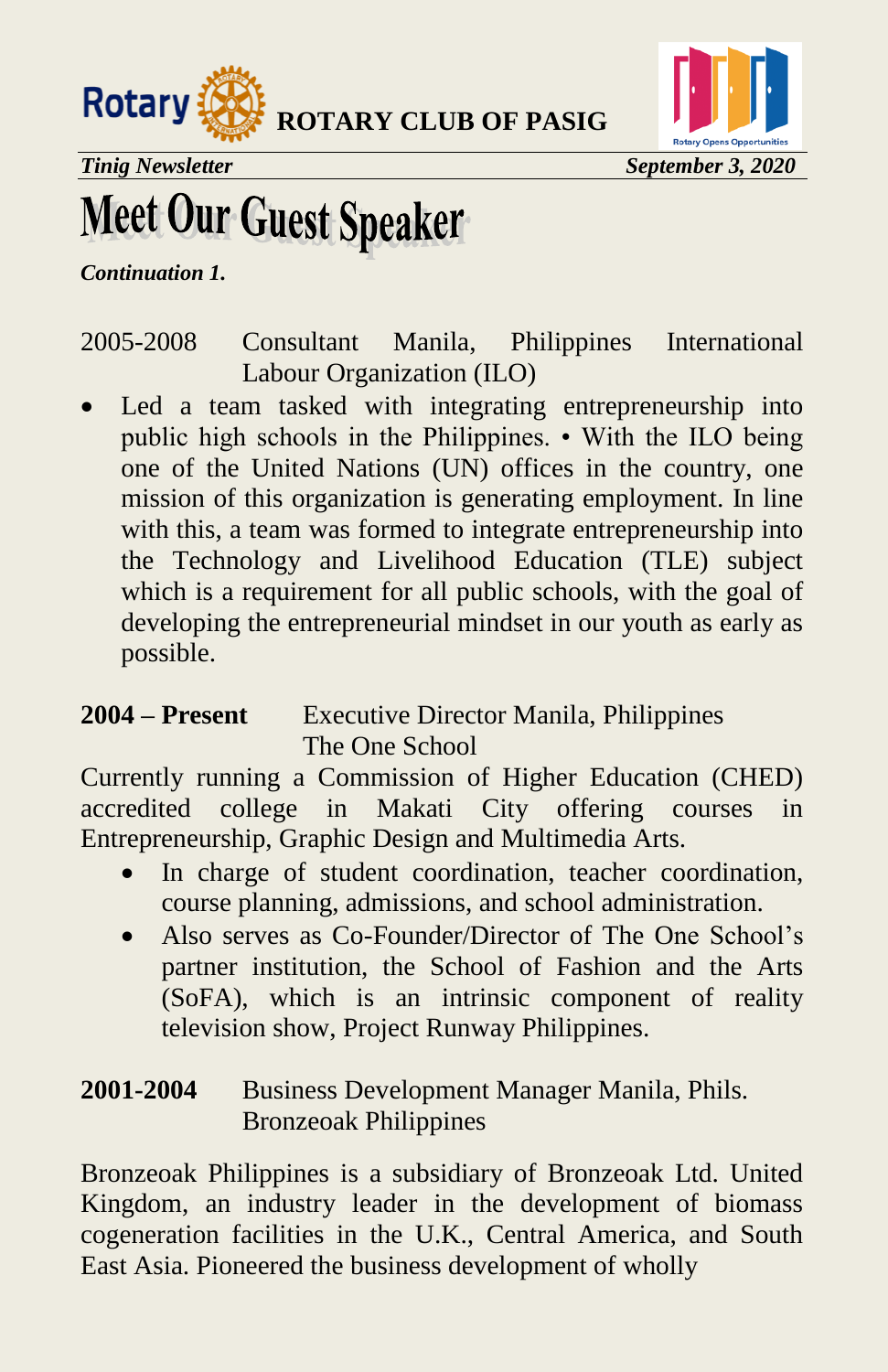# Meet Our Guest Speaker

***Continuation 1.***

2005-2008 Consultant Manila, Philippines International Labour Organization (ILO)

- Led a team tasked with integrating entrepreneurship into public high schools in the Philippines. • With the ILO being one of the United Nations (UN) offices in the country, one mission of this organization is generating employment. In line with this, a team was formed to integrate entrepreneurship into the Technology and Livelihood Education (TLE) subject which is a requirement for all public schools, with the goal of developing the entrepreneurial mindset in our youth as early as possible.

**2004 – Present** Executive Director Manila, Philippines The One School

Currently running a Commission of Higher Education (CHED) accredited college in Makati City offering courses in Entrepreneurship, Graphic Design and Multimedia Arts.

- In charge of student coordination, teacher coordination, course planning, admissions, and school administration.
- Also serves as Co-Founder/Director of The One School's partner institution, the School of Fashion and the Arts (SoFA), which is an intrinsic component of reality television show, Project Runway Philippines.

**2001-2004** Business Development Manager Manila, Phils. Bronzeoak Philippines

Bronzeoak Philippines is a subsidiary of Bronzeoak Ltd. United Kingdom, an industry leader in the development of biomass cogeneration facilities in the U.K., Central America, and South East Asia. Pioneered the business development of wholly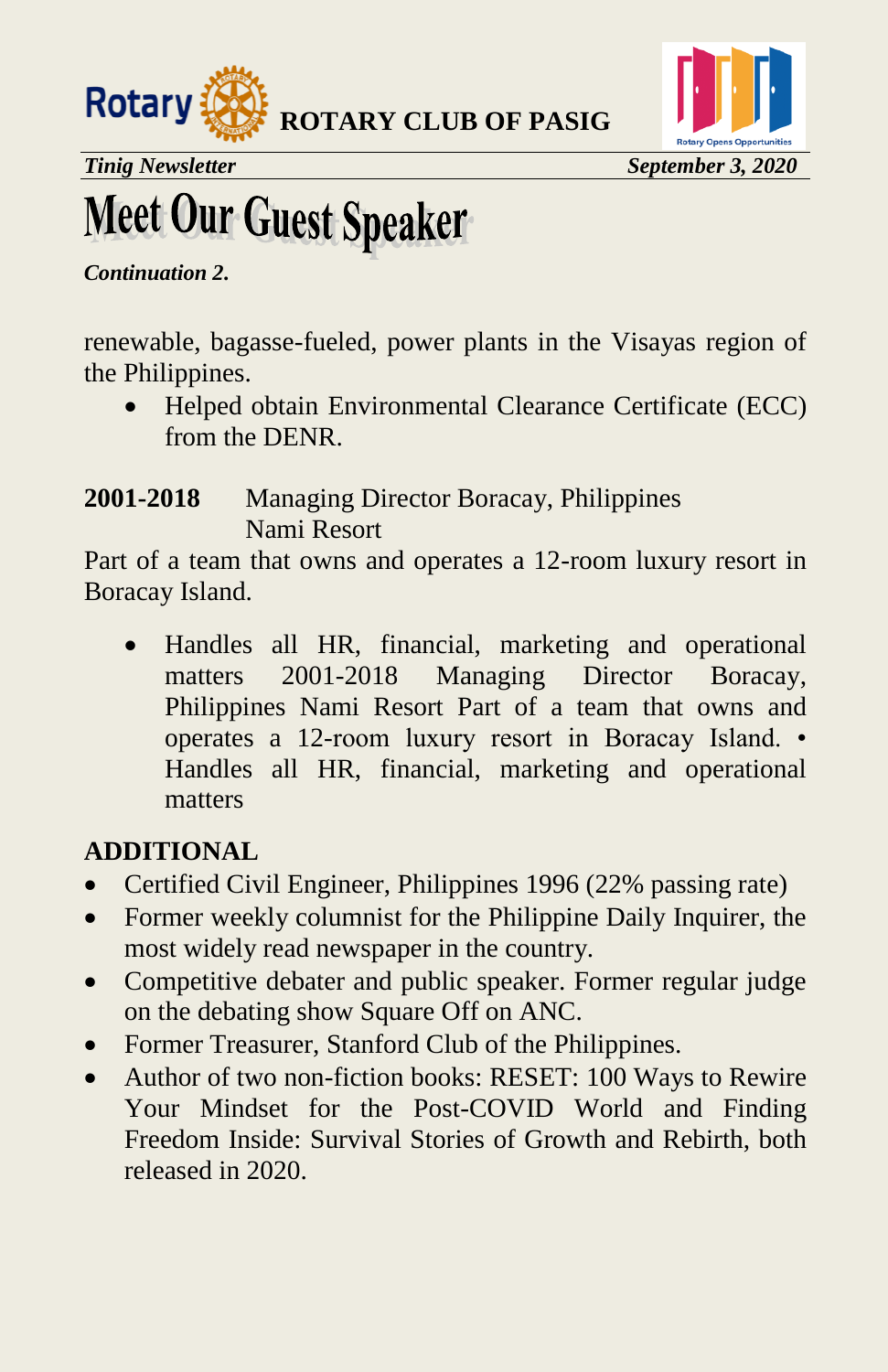# Meet Our Guest Speaker

***Continuation 2.***

renewable, bagasse-fueled, power plants in the Visayas region of the Philippines.

- Helped obtain Environmental Clearance Certificate (ECC) from the DENR.

**2001-2018** Managing Director Boracay, Philippines
Nami Resort

Part of a team that owns and operates a 12-room luxury resort in Boracay Island.

- Handles all HR, financial, marketing and operational matters 2001-2018 Managing Director Boracay, Philippines Nami Resort Part of a team that owns and operates a 12-room luxury resort in Boracay Island. • Handles all HR, financial, marketing and operational matters

**ADDITIONAL**

- Certified Civil Engineer, Philippines 1996 (22% passing rate)
- Former weekly columnist for the Philippine Daily Inquirer, the most widely read newspaper in the country.
- Competitive debater and public speaker. Former regular judge on the debating show Square Off on ANC.
- Former Treasurer, Stanford Club of the Philippines.
- Author of two non-fiction books: RESET: 100 Ways to Rewire Your Mindset for the Post-COVID World and Finding Freedom Inside: Survival Stories of Growth and Rebirth, both released in 2020.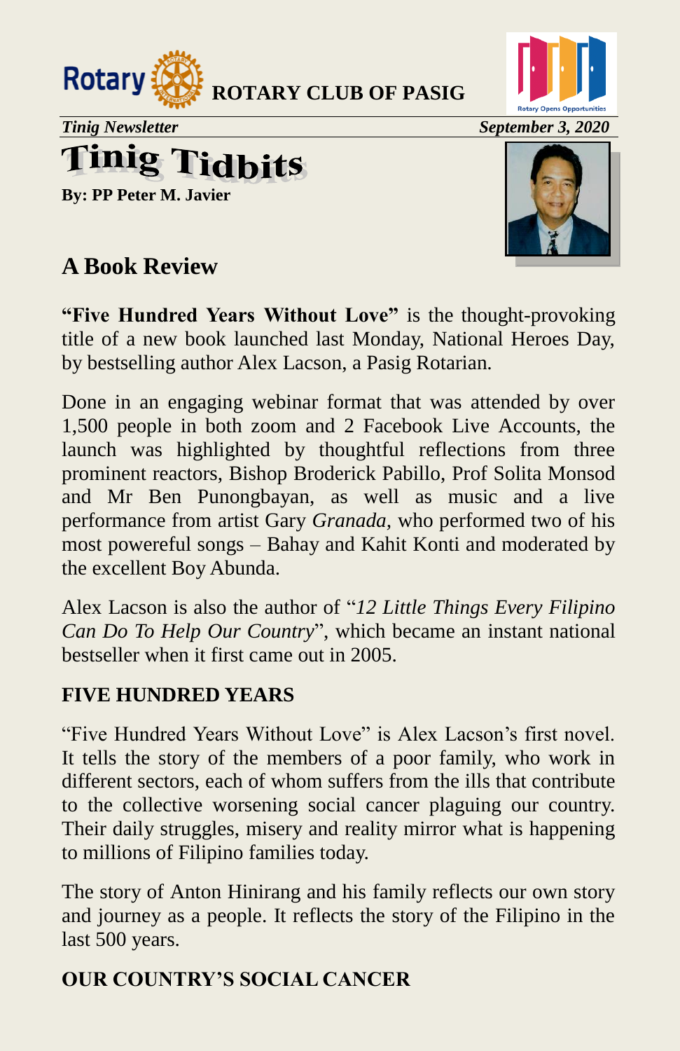ROTARY CLUB OF PASIG

*Tinig Newsletter* *September 3, 2020*

# Tinig Tidbits

**By: PP Peter M. Javier**

## A Book Review

**"Five Hundred Years Without Love"** is the thought-provoking title of a new book launched last Monday, National Heroes Day, by bestselling author Alex Lacson, a Pasig Rotarian.

Done in an engaging webinar format that was attended by over 1,500 people in both zoom and 2 Facebook Live Accounts, the launch was highlighted by thoughtful reflections from three prominent reactors, Bishop Broderick Pabillo, Prof Solita Monsod and Mr Ben Punongbayan, as well as music and a live performance from artist Gary *Granada,* who performed two of his most powereful songs – Bahay and Kahit Konti and moderated by the excellent Boy Abunda.

Alex Lacson is also the author of "*12 Little Things Every Filipino Can Do To Help Our Country*", which became an instant national bestseller when it first came out in 2005.

### FIVE HUNDRED YEARS

"Five Hundred Years Without Love" is Alex Lacson's first novel. It tells the story of the members of a poor family, who work in different sectors, each of whom suffers from the ills that contribute to the collective worsening social cancer plaguing our country. Their daily struggles, misery and reality mirror what is happening to millions of Filipino families today.

The story of Anton Hinirang and his family reflects our own story and journey as a people. It reflects the story of the Filipino in the last 500 years.

### OUR COUNTRY'S SOCIAL CANCER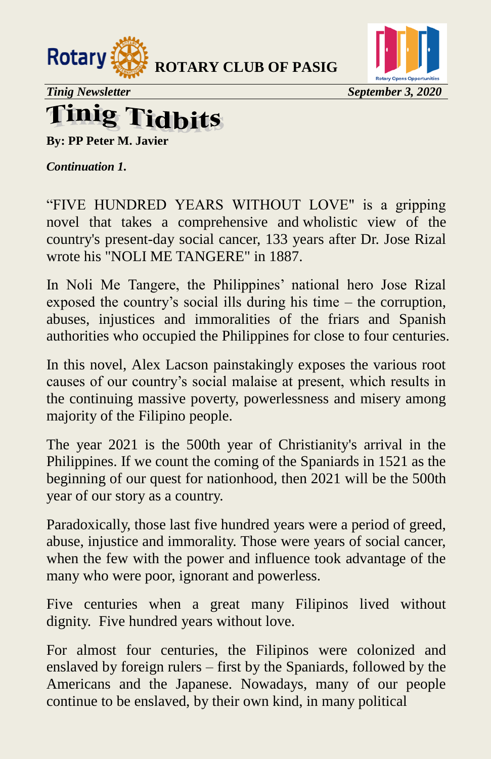# Tinig Tidbits

**By: PP Peter M. Javier**

***Continuation 1.***

"FIVE HUNDRED YEARS WITHOUT LOVE" is a gripping novel that takes a comprehensive and wholistic view of the country's present-day social cancer, 133 years after Dr. Jose Rizal wrote his "NOLI ME TANGERE" in 1887.

In Noli Me Tangere, the Philippines' national hero Jose Rizal exposed the country's social ills during his time – the corruption, abuses, injustices and immoralities of the friars and Spanish authorities who occupied the Philippines for close to four centuries.

In this novel, Alex Lacson painstakingly exposes the various root causes of our country's social malaise at present, which results in the continuing massive poverty, powerlessness and misery among majority of the Filipino people.

The year 2021 is the 500th year of Christianity's arrival in the Philippines. If we count the coming of the Spaniards in 1521 as the beginning of our quest for nationhood, then 2021 will be the 500th year of our story as a country.

Paradoxically, those last five hundred years were a period of greed, abuse, injustice and immorality. Those were years of social cancer, when the few with the power and influence took advantage of the many who were poor, ignorant and powerless.

Five centuries when a great many Filipinos lived without dignity. Five hundred years without love.

For almost four centuries, the Filipinos were colonized and enslaved by foreign rulers – first by the Spaniards, followed by the Americans and the Japanese. Nowadays, many of our people continue to be enslaved, by their own kind, in many political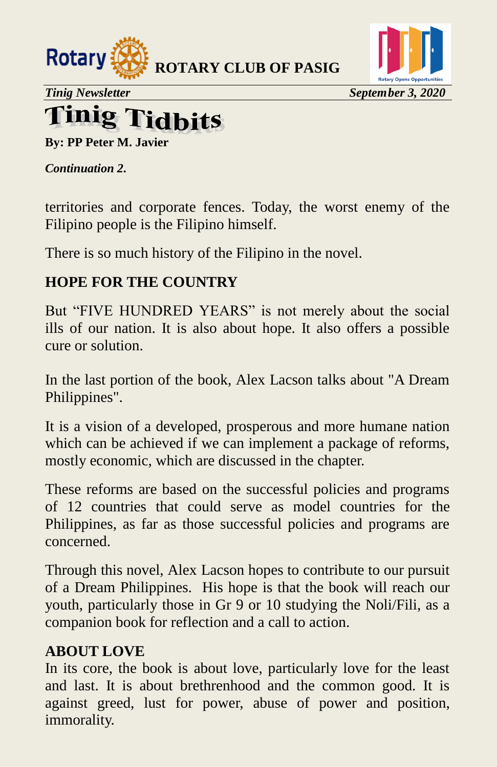# Tinig Tidbits

**By: PP Peter M. Javier**

***Continuation 2.***

territories and corporate fences. Today, the worst enemy of the Filipino people is the Filipino himself.

There is so much history of the Filipino in the novel.

## HOPE FOR THE COUNTRY

But “FIVE HUNDRED YEARS” is not merely about the social ills of our nation. It is also about hope. It also offers a possible cure or solution.

In the last portion of the book, Alex Lacson talks about "A Dream Philippines".

It is a vision of a developed, prosperous and more humane nation which can be achieved if we can implement a package of reforms, mostly economic, which are discussed in the chapter.

These reforms are based on the successful policies and programs of 12 countries that could serve as model countries for the Philippines, as far as those successful policies and programs are concerned.

Through this novel, Alex Lacson hopes to contribute to our pursuit of a Dream Philippines. His hope is that the book will reach our youth, particularly those in Gr 9 or 10 studying the Noli/Fili, as a companion book for reflection and a call to action.

## ABOUT LOVE

In its core, the book is about love, particularly love for the least and last. It is about brethrenhood and the common good. It is against greed, lust for power, abuse of power and position, immorality.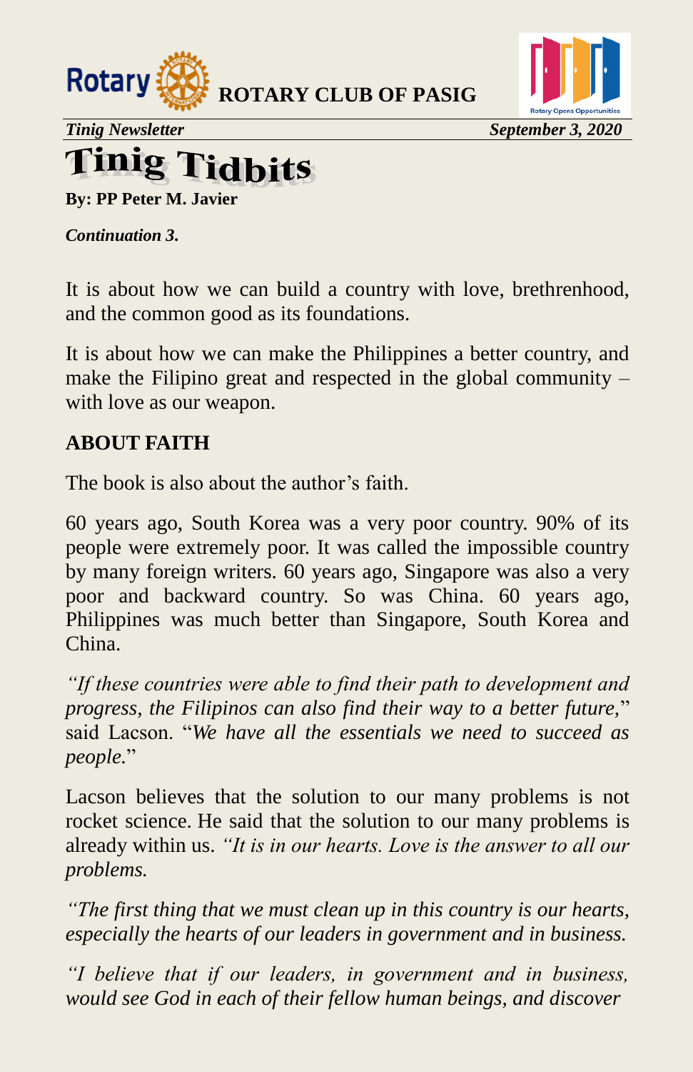# Tinig Tidbits

**By: PP Peter M. Javier**

***Continuation 3.***

It is about how we can build a country with love, brethrenhood, and the common good as its foundations.

It is about how we can make the Philippines a better country, and make the Filipino great and respected in the global community – with love as our weapon.

## ABOUT FAITH

The book is also about the author's faith.

60 years ago, South Korea was a very poor country. 90% of its people were extremely poor. It was called the impossible country by many foreign writers. 60 years ago, Singapore was also a very poor and backward country. So was China. 60 years ago, Philippines was much better than Singapore, South Korea and China.

*"If these countries were able to find their path to development and progress, the Filipinos can also find their way to a better future,*" said Lacson. "*We have all the essentials we need to succeed as people.*"

Lacson believes that the solution to our many problems is not rocket science. He said that the solution to our many problems is already within us. *"It is in our hearts. Love is the answer to all our problems.*

*"The first thing that we must clean up in this country is our hearts, especially the hearts of our leaders in government and in business.*

*"I believe that if our leaders, in government and in business, would see God in each of their fellow human beings, and discover*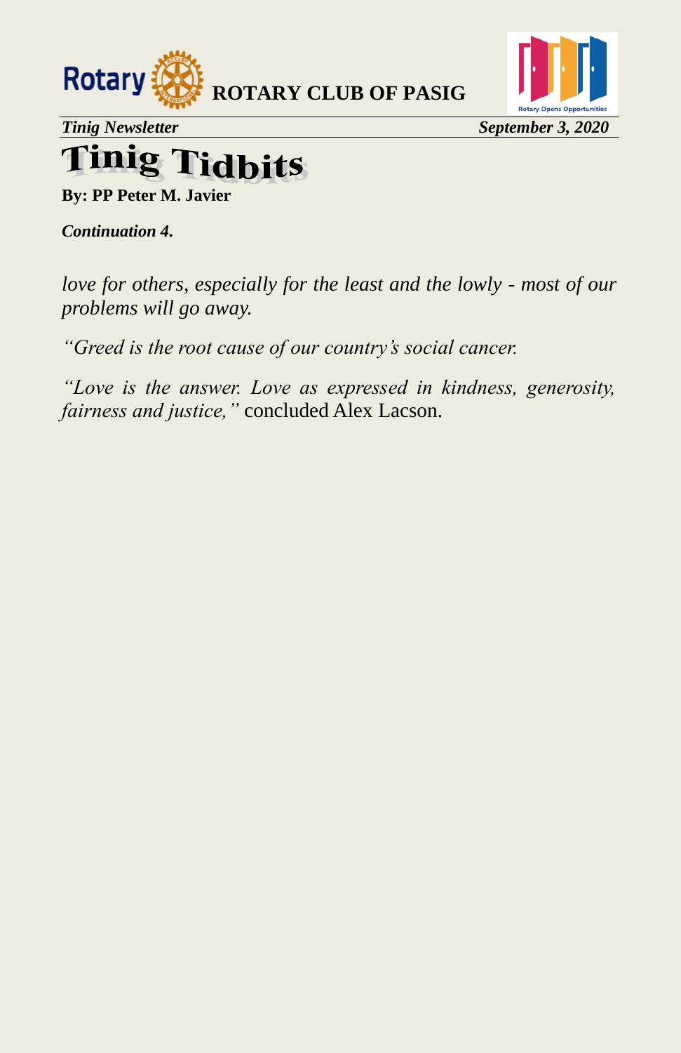# Tinig Tidbits

**By: PP Peter M. Javier**

***Continuation 4.***

*love for others, especially for the least and the lowly - most of our problems will go away.*

*"Greed is the root cause of our country's social cancer.*

*"Love is the answer. Love as expressed in kindness, generosity, fairness and justice,"* concluded Alex Lacson.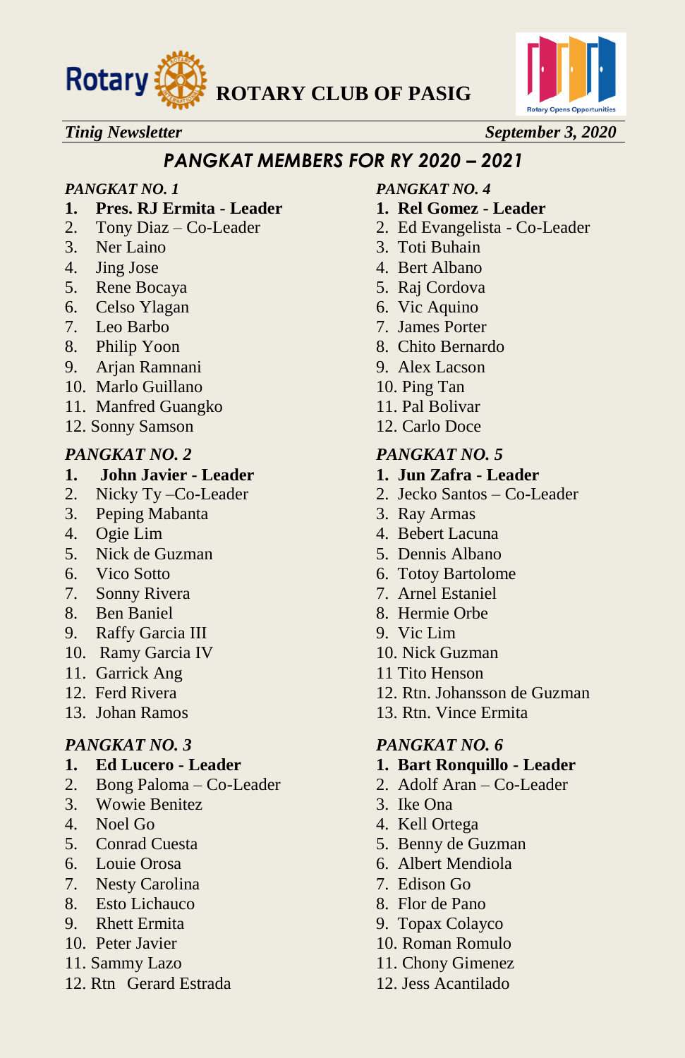## PANGKAT MEMBERS FOR RY 2020 – 2021

*PANGKAT NO. 1*

1. **Pres. RJ Ermita - Leader**
2. Tony Diaz – Co-Leader
3. Ner Laino
4. Jing Jose
5. Rene Bocaya
6. Celso Ylagan
7. Leo Barbo
8. Philip Yoon
9. Arjan Ramnani
10. Marlo Guillano
11. Manfred Guangko
12. Sonny Samson

*PANGKAT NO. 2*

1. **John Javier - Leader**
2. Nicky Ty –Co-Leader
3. Peping Mabanta
4. Ogie Lim
5. Nick de Guzman
6. Vico Sotto
7. Sonny Rivera
8. Ben Baniel
9. Raffy Garcia III
10. Ramy Garcia IV
11. Garrick Ang
12. Ferd Rivera
13. Johan Ramos

*PANGKAT NO. 3*

1. **Ed Lucero - Leader**
2. Bong Paloma – Co-Leader
3. Wowie Benitez
4. Noel Go
5. Conrad Cuesta
6. Louie Orosa
7. Nesty Carolina
8. Esto Lichauco
9. Rhett Ermita
10. Peter Javier
11. Sammy Lazo
12. Rtn Gerard Estrada

*PANGKAT NO. 4*

1. **Rel Gomez - Leader**
2. Ed Evangelista - Co-Leader
3. Toti Buhain
4. Bert Albano
5. Raj Cordova
6. Vic Aquino
7. James Porter
8. Chito Bernardo
9. Alex Lacson
10. Ping Tan
11. Pal Bolivar
12. Carlo Doce

*PANGKAT NO. 5*

1. **Jun Zafra - Leader**
2. Jecko Santos – Co-Leader
3. Ray Armas
4. Bebert Lacuna
5. Dennis Albano
6. Totoy Bartolome
7. Arnel Estaniel
8. Hermie Orbe
9. Vic Lim
10. Nick Guzman
11. Tito Henson
12. Rtn. Johansson de Guzman
13. Rtn. Vince Ermita

*PANGKAT NO. 6*

1. **Bart Ronquillo - Leader**
2. Adolf Aran – Co-Leader
3. Ike Ona
4. Kell Ortega
5. Benny de Guzman
6. Albert Mendiola
7. Edison Go
8. Flor de Pano
9. Topax Colayco
10. Roman Romulo
11. Chony Gimenez
12. Jess Acantilado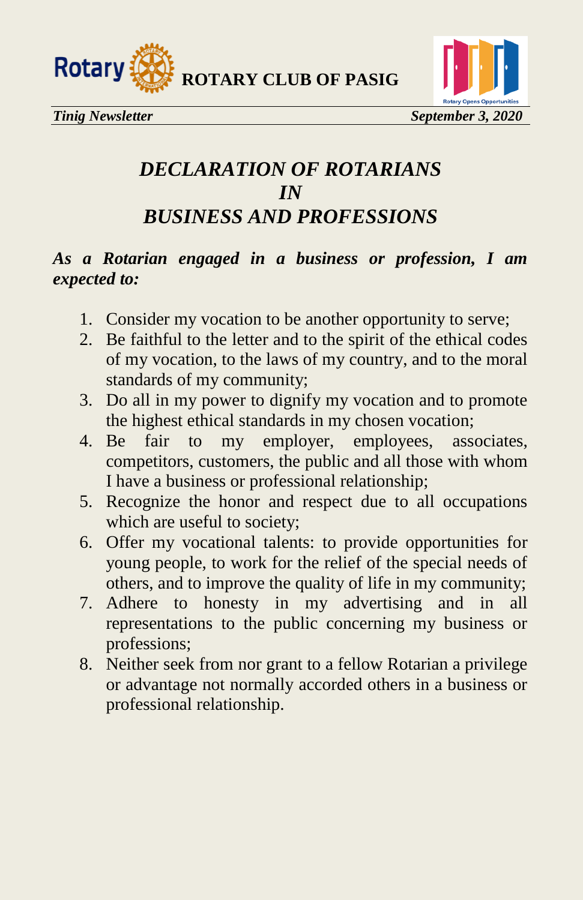# *DECLARATION OF ROTARIANS IN BUSINESS AND PROFESSIONS*

***As a Rotarian engaged in a business or profession, I am expected to:***

1. Consider my vocation to be another opportunity to serve;
2. Be faithful to the letter and to the spirit of the ethical codes of my vocation, to the laws of my country, and to the moral standards of my community;
3. Do all in my power to dignify my vocation and to promote the highest ethical standards in my chosen vocation;
4. Be fair to my employer, employees, associates, competitors, customers, the public and all those with whom I have a business or professional relationship;
5. Recognize the honor and respect due to all occupations which are useful to society;
6. Offer my vocational talents: to provide opportunities for young people, to work for the relief of the special needs of others, and to improve the quality of life in my community;
7. Adhere to honesty in my advertising and in all representations to the public concerning my business or professions;
8. Neither seek from nor grant to a fellow Rotarian a privilege or advantage not normally accorded others in a business or professional relationship.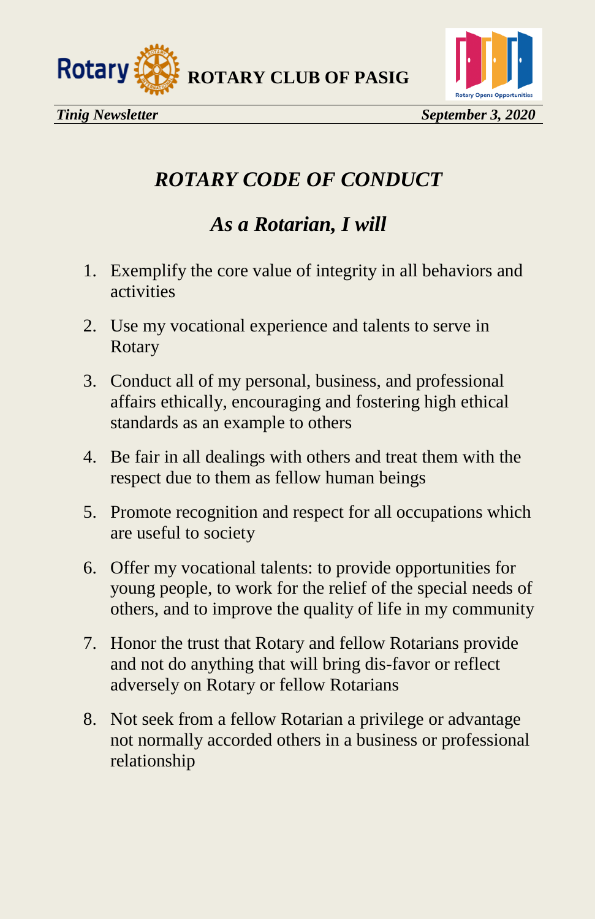# *ROTARY CODE OF CONDUCT*

## *As a Rotarian, I will*

1. Exemplify the core value of integrity in all behaviors and activities
2. Use my vocational experience and talents to serve in Rotary
3. Conduct all of my personal, business, and professional affairs ethically, encouraging and fostering high ethical standards as an example to others
4. Be fair in all dealings with others and treat them with the respect due to them as fellow human beings
5. Promote recognition and respect for all occupations which are useful to society
6. Offer my vocational talents: to provide opportunities for young people, to work for the relief of the special needs of others, and to improve the quality of life in my community
7. Honor the trust that Rotary and fellow Rotarians provide and not do anything that will bring dis-favor or reflect adversely on Rotary or fellow Rotarians
8. Not seek from a fellow Rotarian a privilege or advantage not normally accorded others in a business or professional relationship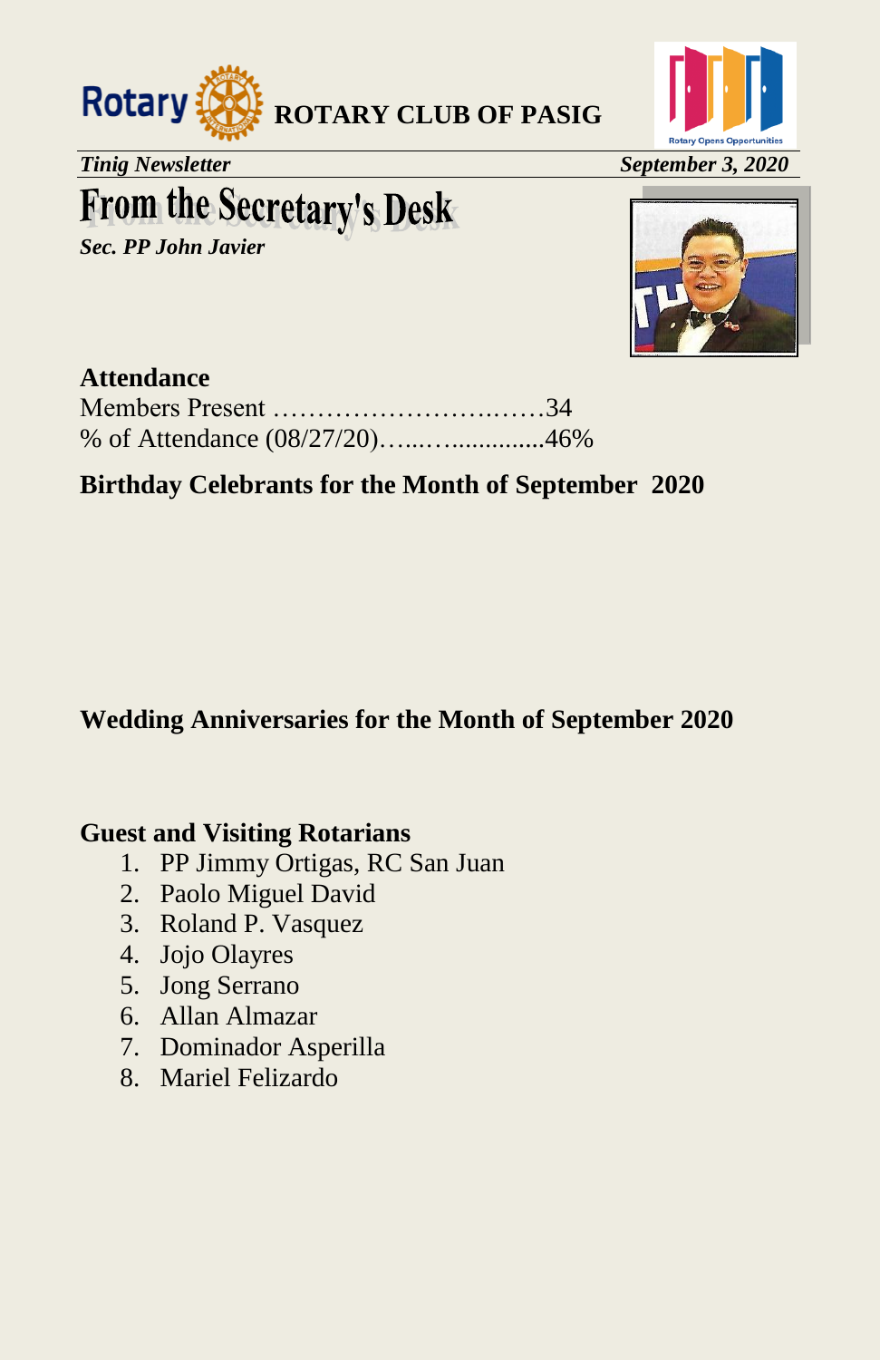ROTARY CLUB OF PASIG

*Tinig Newsletter* *September 3, 2020*

# From the Secretary's Desk

***Sec. PP John Javier***

### Attendance

Members Present …………………….……34
% of Attendance (08/27/20)…...…..............46%

### Birthday Celebrants for the Month of September 2020

### Wedding Anniversaries for the Month of September 2020

### Guest and Visiting Rotarians

1. PP Jimmy Ortigas, RC San Juan
2. Paolo Miguel David
3. Roland P. Vasquez
4. Jojo Olayres
5. Jong Serrano
6. Allan Almazar
7. Dominador Asperilla
8. Mariel Felizardo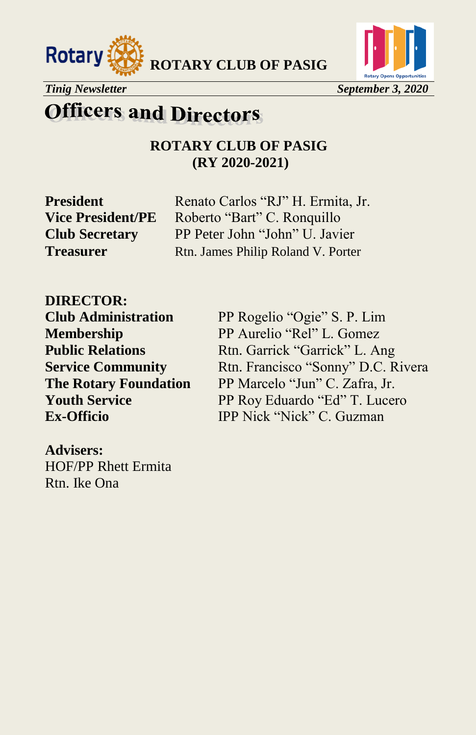# Officers and Directors

**ROTARY CLUB OF PASIG**
**(RY 2020-2021)**

| | |
|---|---|
| **President** | Renato Carlos "RJ" H. Ermita, Jr. |
| **Vice President/PE** | Roberto "Bart" C. Ronquillo |
| **Club Secretary** | PP Peter John "John" U. Javier |
| **Treasurer** | Rtn. James Philip Roland V. Porter |

**DIRECTOR:**

| | |
|---|---|
| **Club Administration** | PP Rogelio "Ogie" S. P. Lim |
| **Membership** | PP Aurelio "Rel" L. Gomez |
| **Public Relations** | Rtn. Garrick "Garrick" L. Ang |
| **Service Community** | Rtn. Francisco "Sonny" D.C. Rivera |
| **The Rotary Foundation** | PP Marcelo "Jun" C. Zafra, Jr. |
| **Youth Service** | PP Roy Eduardo "Ed" T. Lucero |
| **Ex-Officio** | IPP Nick "Nick" C. Guzman |

**Advisers:**
HOF/PP Rhett Ermita
Rtn. Ike Ona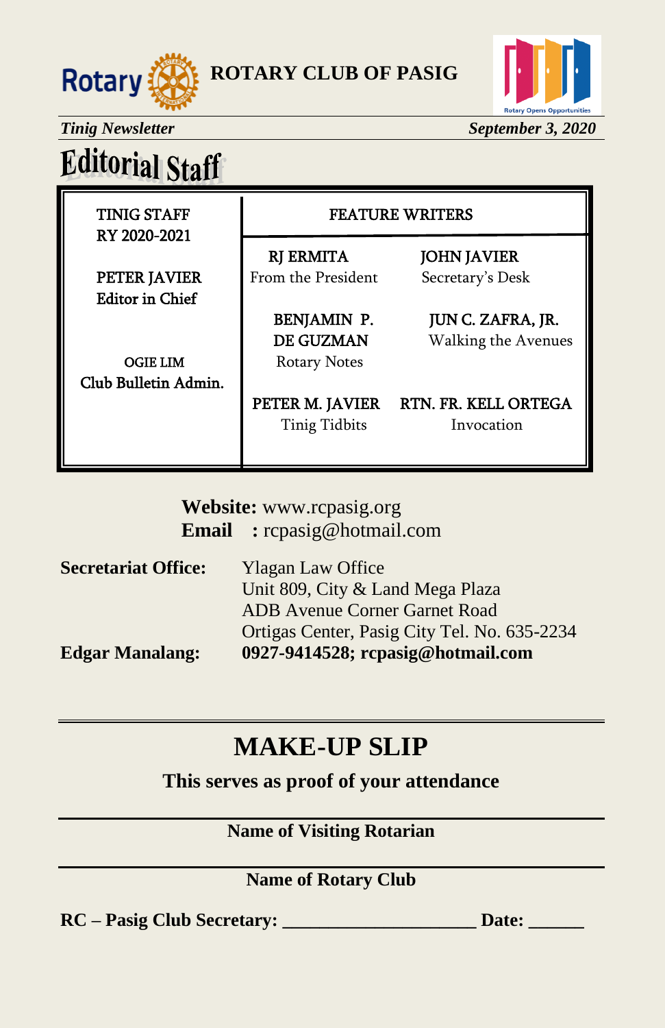ROTARY CLUB OF PASIG

*Tinig Newsletter* *September 3, 2020*

# Editorial Staff

| | | |
|---|---|---|
| TINIG STAFF<br>RY 2020-2021 | FEATURE WRITERS | |
| PETER JAVIER<br>Editor in Chief | RJ ERMITA<br>From the President | JOHN JAVIER<br>Secretary's Desk |
| OGIE LIM<br>Club Bulletin Admin. | BENJAMIN P. DE GUZMAN<br>Rotary Notes | JUN C. ZAFRA, JR.<br>Walking the Avenues |
| | PETER M. JAVIER<br>Tinig Tidbits | RTN. FR. KELL ORTEGA<br>Invocation |

**Website:** www.rcpasig.org
**Email** **:** rcpasig@hotmail.com

**Secretariat Office:** Ylagan Law Office
Unit 809, City & Land Mega Plaza
ADB Avenue Corner Garnet Road
Ortigas Center, Pasig City Tel. No. 635-2234

**Edgar Manalang:** **0927-9414528; rcpasig@hotmail.com**

# MAKE-UP SLIP

**This serves as proof of your attendance**

**Name of Visiting Rotarian**

**Name of Rotary Club**

**RC – Pasig Club Secretary: ____________________ Date: ______**